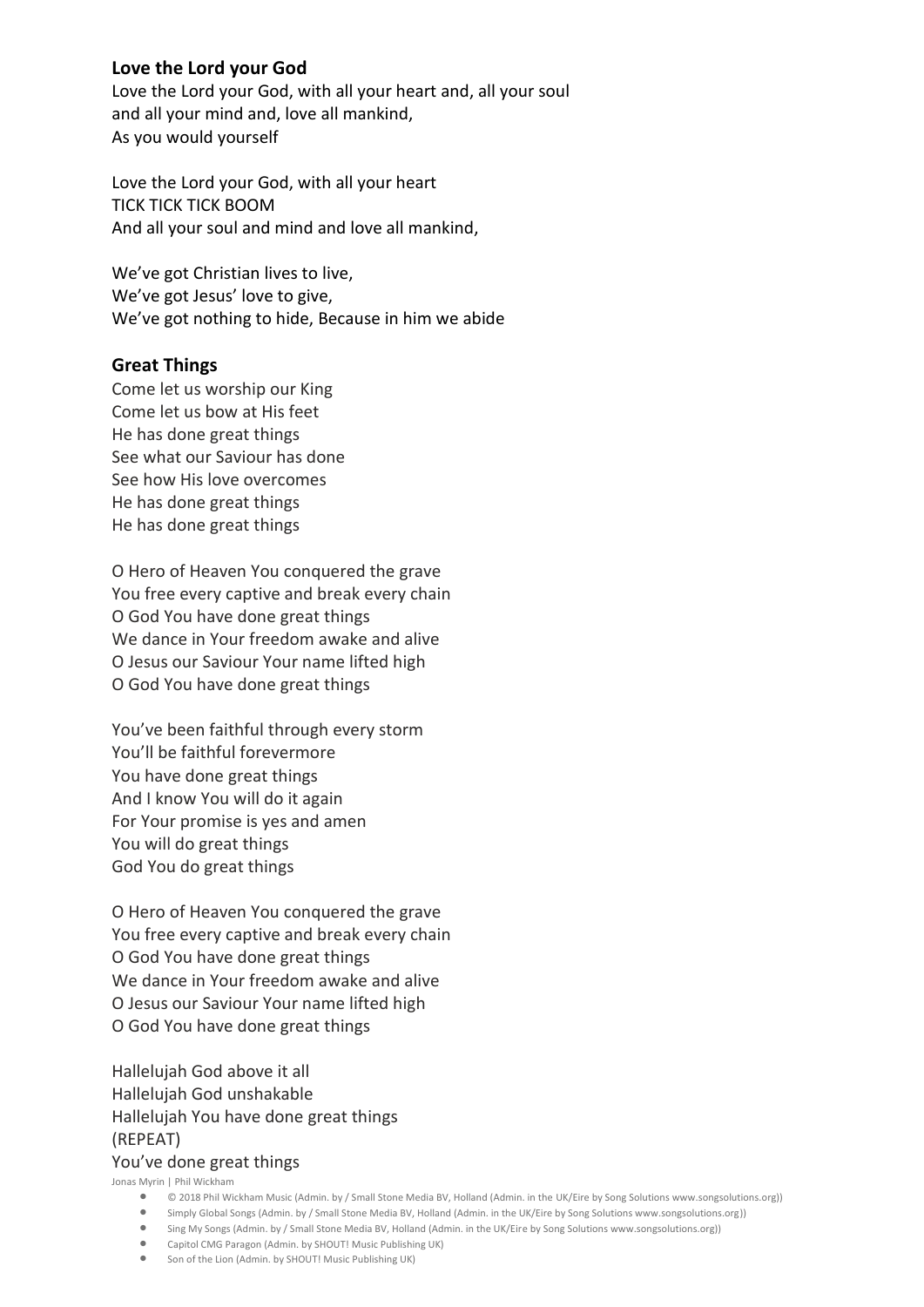## Love the Lord your God

Love the Lord your God, with all your heart and, all your soul
and all your mind and, love all mankind,
As you would yourself

Love the Lord your God, with all your heart
TICK TICK TICK BOOM
And all your soul and mind and love all mankind,

We've got Christian lives to live,
We've got Jesus' love to give,
We've got nothing to hide, Because in him we abide

## Great Things

Come let us worship our King
Come let us bow at His feet
He has done great things
See what our Saviour has done
See how His love overcomes
He has done great things
He has done great things

O Hero of Heaven You conquered the grave
You free every captive and break every chain
O God You have done great things
We dance in Your freedom awake and alive
O Jesus our Saviour Your name lifted high
O God You have done great things

You've been faithful through every storm
You'll be faithful forevermore
You have done great things
And I know You will do it again
For Your promise is yes and amen
You will do great things
God You do great things

O Hero of Heaven You conquered the grave
You free every captive and break every chain
O God You have done great things
We dance in Your freedom awake and alive
O Jesus our Saviour Your name lifted high
O God You have done great things

Hallelujah God above it all
Hallelujah God unshakable
Hallelujah You have done great things
(REPEAT)
You've done great things

Jonas Myrin | Phil Wickham

- © 2018 Phil Wickham Music (Admin. by / Small Stone Media BV, Holland (Admin. in the UK/Eire by Song Solutions www.songsolutions.org))
- Simply Global Songs (Admin. by / Small Stone Media BV, Holland (Admin. in the UK/Eire by Song Solutions www.songsolutions.org))
- Sing My Songs (Admin. by / Small Stone Media BV, Holland (Admin. in the UK/Eire by Song Solutions www.songsolutions.org))
- Capitol CMG Paragon (Admin. by SHOUT! Music Publishing UK)
- Son of the Lion (Admin. by SHOUT! Music Publishing UK)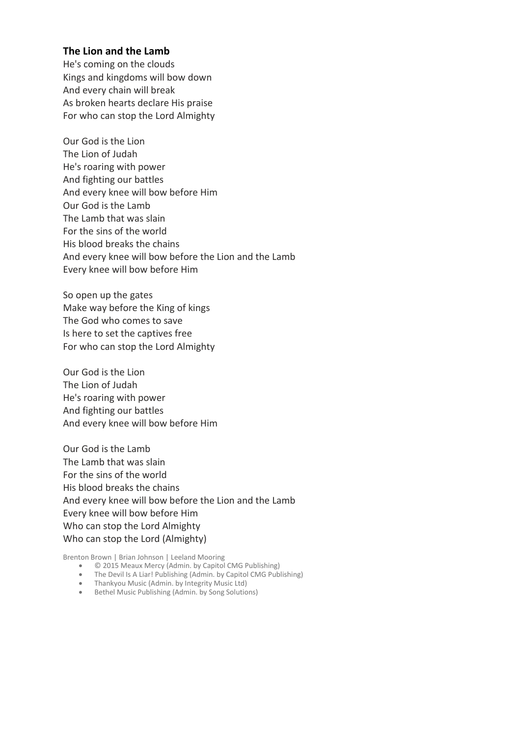**The Lion and the Lamb**
He's coming on the clouds
Kings and kingdoms will bow down
And every chain will break
As broken hearts declare His praise
For who can stop the Lord Almighty

Our God is the Lion
The Lion of Judah
He's roaring with power
And fighting our battles
And every knee will bow before Him
Our God is the Lamb
The Lamb that was slain
For the sins of the world
His blood breaks the chains
And every knee will bow before the Lion and the Lamb
Every knee will bow before Him

So open up the gates
Make way before the King of kings
The God who comes to save
Is here to set the captives free
For who can stop the Lord Almighty

Our God is the Lion
The Lion of Judah
He's roaring with power
And fighting our battles
And every knee will bow before Him

Our God is the Lamb
The Lamb that was slain
For the sins of the world
His blood breaks the chains
And every knee will bow before the Lion and the Lamb
Every knee will bow before Him
Who can stop the Lord Almighty
Who can stop the Lord (Almighty)

Brenton Brown | Brian Johnson | Leeland Mooring

- © 2015 Meaux Mercy (Admin. by Capitol CMG Publishing)
- The Devil Is A Liar! Publishing (Admin. by Capitol CMG Publishing)
- Thankyou Music (Admin. by Integrity Music Ltd)
- Bethel Music Publishing (Admin. by Song Solutions)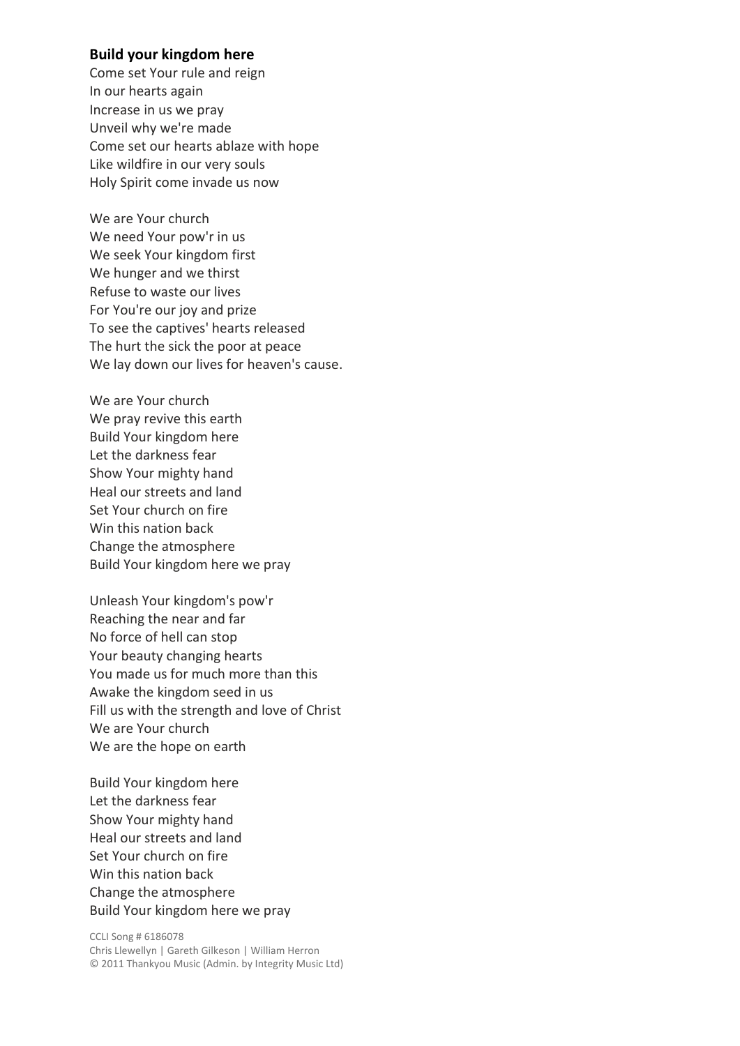**Build your kingdom here**

Come set Your rule and reign
In our hearts again
Increase in us we pray
Unveil why we're made
Come set our hearts ablaze with hope
Like wildfire in our very souls
Holy Spirit come invade us now

We are Your church
We need Your pow'r in us
We seek Your kingdom first
We hunger and we thirst
Refuse to waste our lives
For You're our joy and prize
To see the captives' hearts released
The hurt the sick the poor at peace
We lay down our lives for heaven's cause.

We are Your church
We pray revive this earth
Build Your kingdom here
Let the darkness fear
Show Your mighty hand
Heal our streets and land
Set Your church on fire
Win this nation back
Change the atmosphere
Build Your kingdom here we pray

Unleash Your kingdom's pow'r
Reaching the near and far
No force of hell can stop
Your beauty changing hearts
You made us for much more than this
Awake the kingdom seed in us
Fill us with the strength and love of Christ
We are Your church
We are the hope on earth

Build Your kingdom here
Let the darkness fear
Show Your mighty hand
Heal our streets and land
Set Your church on fire
Win this nation back
Change the atmosphere
Build Your kingdom here we pray

CCLI Song # 6186078
Chris Llewellyn | Gareth Gilkeson | William Herron
© 2011 Thankyou Music (Admin. by Integrity Music Ltd)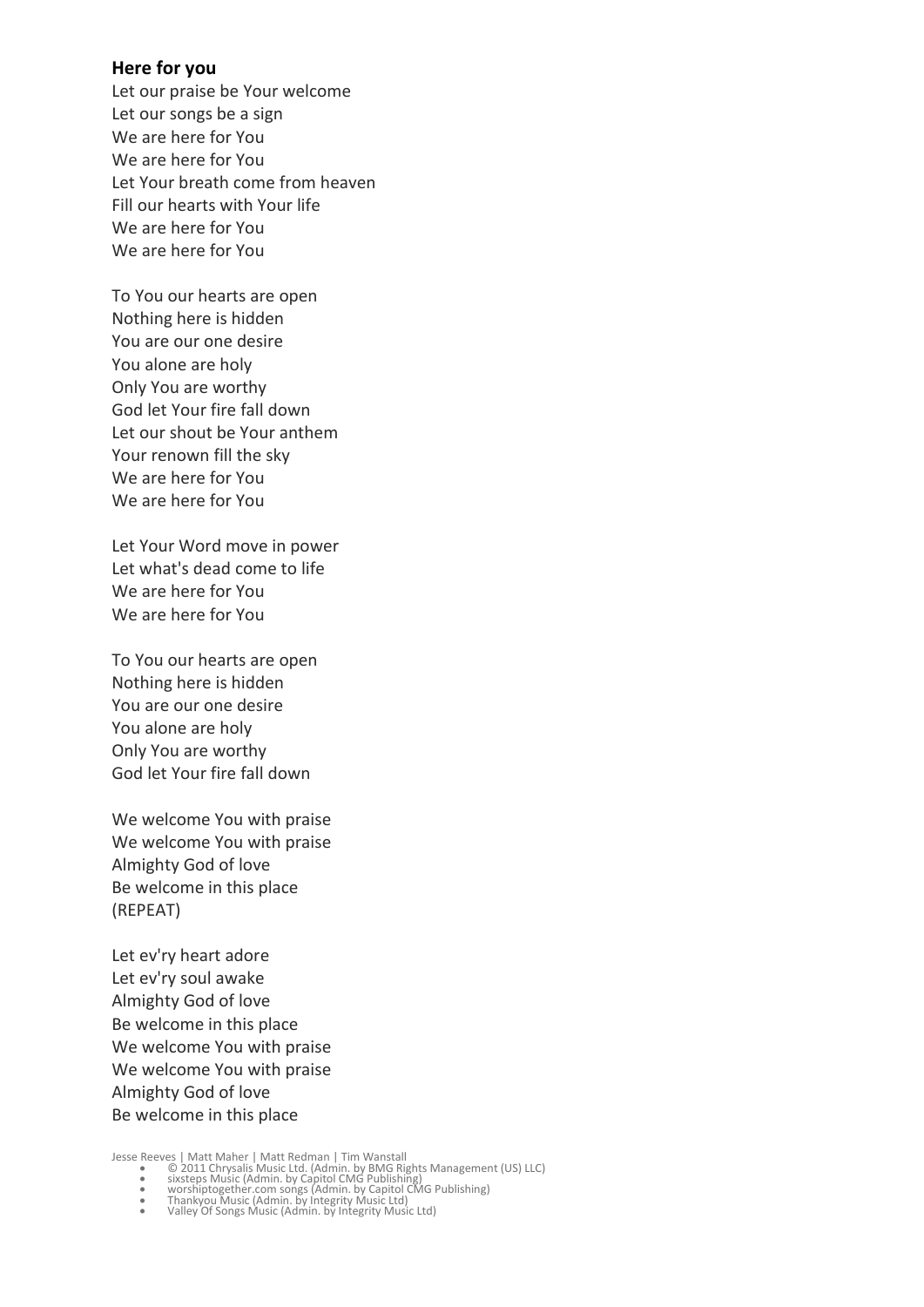**Here for you**

Let our praise be Your welcome
Let our songs be a sign
We are here for You
We are here for You
Let Your breath come from heaven
Fill our hearts with Your life
We are here for You
We are here for You

To You our hearts are open
Nothing here is hidden
You are our one desire
You alone are holy
Only You are worthy
God let Your fire fall down
Let our shout be Your anthem
Your renown fill the sky
We are here for You
We are here for You

Let Your Word move in power
Let what's dead come to life
We are here for You
We are here for You

To You our hearts are open
Nothing here is hidden
You are our one desire
You alone are holy
Only You are worthy
God let Your fire fall down

We welcome You with praise
We welcome You with praise
Almighty God of love
Be welcome in this place
(REPEAT)

Let ev'ry heart adore
Let ev'ry soul awake
Almighty God of love
Be welcome in this place
We welcome You with praise
We welcome You with praise
Almighty God of love
Be welcome in this place

Jesse Reeves | Matt Maher | Matt Redman | Tim Wanstall

- © 2011 Chrysalis Music Ltd. (Admin. by BMG Rights Management (US) LLC)
- sixsteps Music (Admin. by Capitol CMG Publishing)
- worshiptogether.com songs (Admin. by Capitol CMG Publishing)
- Thankyou Music (Admin. by Integrity Music Ltd)
- Valley Of Songs Music (Admin. by Integrity Music Ltd)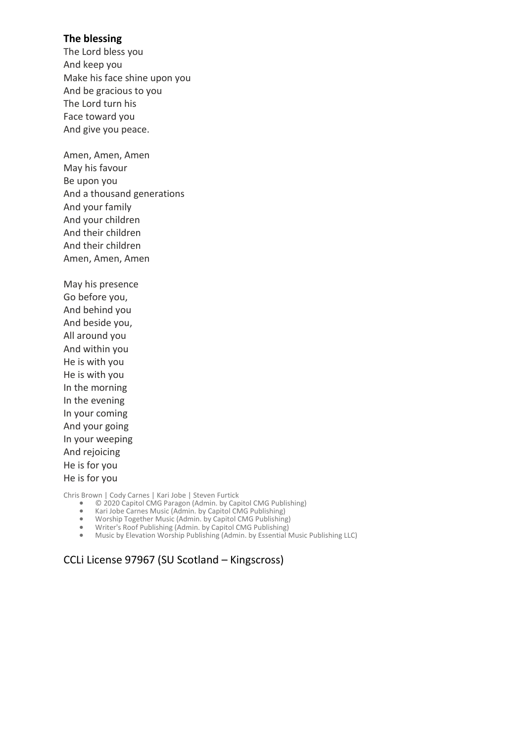**The blessing**

The Lord bless you
And keep you
Make his face shine upon you
And be gracious to you
The Lord turn his
Face toward you
And give you peace.

Amen, Amen, Amen
May his favour
Be upon you
And a thousand generations
And your family
And your children
And their children
And their children
Amen, Amen, Amen

May his presence
Go before you,
And behind you
And beside you,
All around you
And within you
He is with you
He is with you
In the morning
In the evening
In your coming
And your going
In your weeping
And rejoicing
He is for you
He is for you

Chris Brown | Cody Carnes | Kari Jobe | Steven Furtick

- © 2020 Capitol CMG Paragon (Admin. by Capitol CMG Publishing)
- Kari Jobe Carnes Music (Admin. by Capitol CMG Publishing)
- Worship Together Music (Admin. by Capitol CMG Publishing)
- Writer's Roof Publishing (Admin. by Capitol CMG Publishing)
- Music by Elevation Worship Publishing (Admin. by Essential Music Publishing LLC)

CCLi License 97967 (SU Scotland – Kingscross)